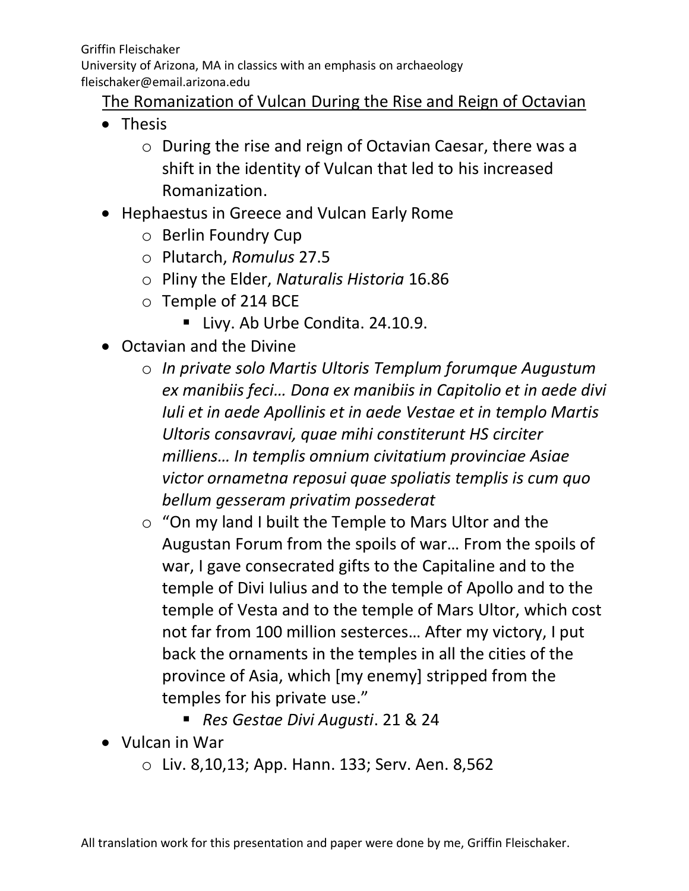Griffin Fleischaker

University of Arizona, MA in classics with an emphasis on archaeology

fleischaker@email.arizona.edu

# The Romanization of Vulcan During the Rise and Reign of Octavian

- Thesis
  - During the rise and reign of Octavian Caesar, there was a shift in the identity of Vulcan that led to his increased Romanization.
- Hephaestus in Greece and Vulcan Early Rome
  - Berlin Foundry Cup
  - Plutarch, *Romulus* 27.5
  - Pliny the Elder, *Naturalis Historia* 16.86
  - Temple of 214 BCE
    - Livy. Ab Urbe Condita. 24.10.9.
- Octavian and the Divine
  - *In private solo Martis Ultoris Templum forumque Augustum ex manibiis feci… Dona ex manibiis in Capitolio et in aede divi Iuli et in aede Apollinis et in aede Vestae et in templo Martis Ultoris consavravi, quae mihi constiterunt HS circiter milliens… In templis omnium civitatium provinciae Asiae victor ornametna reposui quae spoliatis templis is cum quo bellum gesseram privatim possederat*
  - "On my land I built the Temple to Mars Ultor and the Augustan Forum from the spoils of war… From the spoils of war, I gave consecrated gifts to the Capitaline and to the temple of Divi Iulius and to the temple of Apollo and to the temple of Vesta and to the temple of Mars Ultor, which cost not far from 100 million sesterces… After my victory, I put back the ornaments in the temples in all the cities of the province of Asia, which [my enemy] stripped from the temples for his private use."
    - *Res Gestae Divi Augusti*. 21 & 24
- Vulcan in War
  - Liv. 8,10,13; App. Hann. 133; Serv. Aen. 8,562

All translation work for this presentation and paper were done by me, Griffin Fleischaker.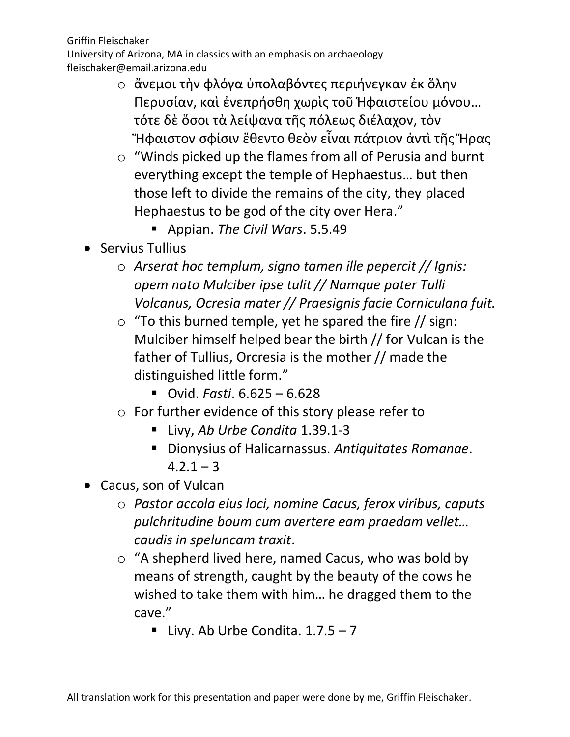Griffin Fleischaker
University of Arizona, MA in classics with an emphasis on archaeology
fleischaker@email.arizona.edu

- ἄνεμοι τὴν φλόγα ὑπολαβόντες περιήνεγκαν ἐκ ὅλην Περυσίαν, καὶ ἐνεπρήσθη χωρὶς τοῦ Ἡφαιστείου μόνου… τότε δὲ ὅσοι τὰ λείψανα τῆς πόλεως διέλαχον, τὸν Ἥφαιστον σφίσιν ἔθεντο θεὸν εἶναι πάτριον ἀντὶ τῆς Ἥρας
- "Winds picked up the flames from all of Perusia and burnt everything except the temple of Hephaestus… but then those left to divide the remains of the city, they placed Hephaestus to be god of the city over Hera."
  - Appian. *The Civil Wars*. 5.5.49

- Servius Tullius
  - *Arserat hoc templum, signo tamen ille pepercit // Ignis: opem nato Mulciber ipse tulit // Namque pater Tulli Volcanus, Ocresia mater // Praesignis facie Corniculana fuit.*
  - "To this burned temple, yet he spared the fire // sign: Mulciber himself helped bear the birth // for Vulcan is the father of Tullius, Orcresia is the mother // made the distinguished little form."
    - Ovid. *Fasti*. 6.625 – 6.628
  - For further evidence of this story please refer to
    - Livy, *Ab Urbe Condita* 1.39.1-3
    - Dionysius of Halicarnassus. *Antiquitates Romanae*. 4.2.1 – 3
- Cacus, son of Vulcan
  - *Pastor accola eius loci, nomine Cacus, ferox viribus, caputs pulchritudine boum cum avertere eam praedam vellet… caudis in speluncam traxit*.
  - "A shepherd lived here, named Cacus, who was bold by means of strength, caught by the beauty of the cows he wished to take them with him… he dragged them to the cave."
    - Livy. Ab Urbe Condita. 1.7.5 – 7

All translation work for this presentation and paper were done by me, Griffin Fleischaker.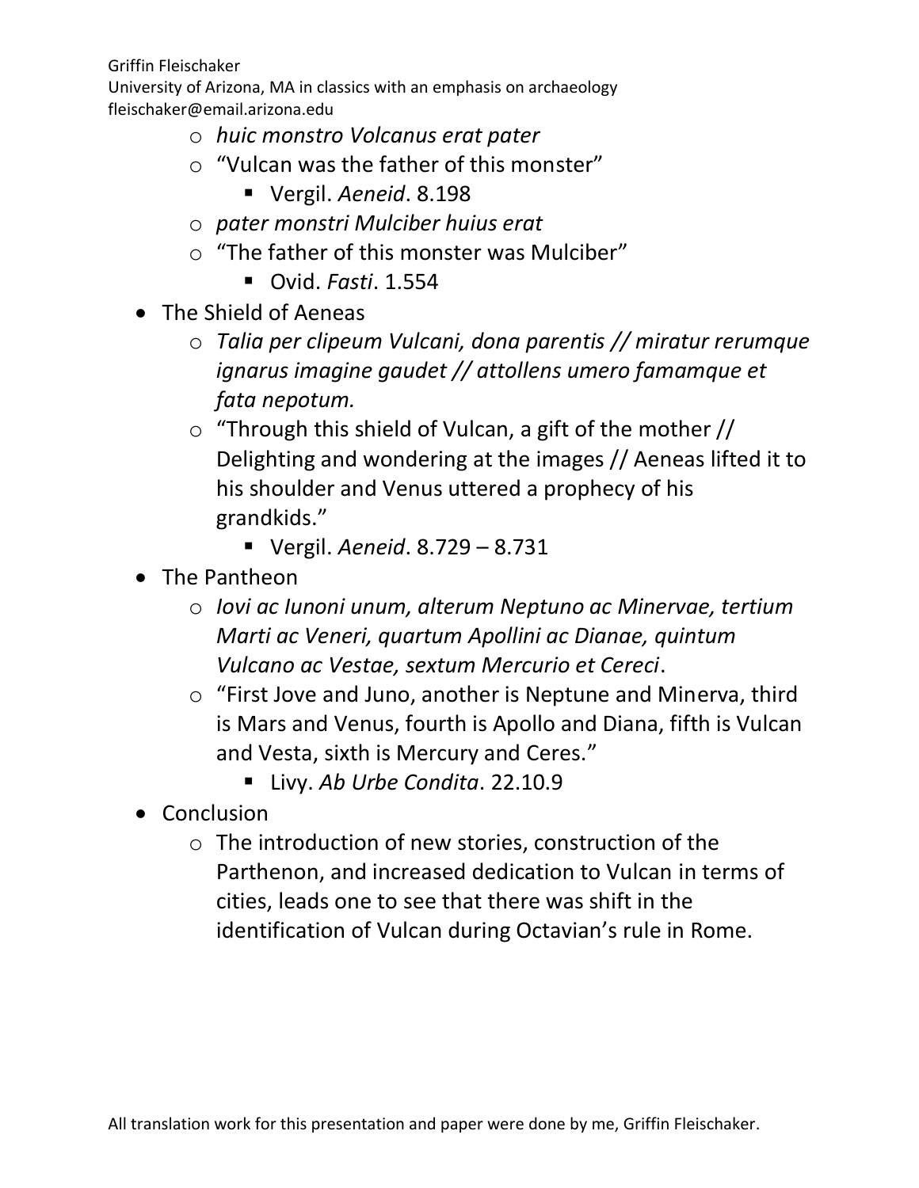- *huic monstro Volcanus erat pater*
- "Vulcan was the father of this monster"
  - Vergil. *Aeneid*. 8.198
- *pater monstri Mulciber huius erat*
- "The father of this monster was Mulciber"
  - Ovid. *Fasti*. 1.554

- The Shield of Aeneas
  - *Talia per clipeum Vulcani, dona parentis // miratur rerumque ignarus imagine gaudet // attollens umero famamque et fata nepotum.*
  - "Through this shield of Vulcan, a gift of the mother // Delighting and wondering at the images // Aeneas lifted it to his shoulder and Venus uttered a prophecy of his grandkids."
    - Vergil. *Aeneid*. 8.729 – 8.731
- The Pantheon
  - *Iovi ac Iunoni unum, alterum Neptuno ac Minervae, tertium Marti ac Veneri, quartum Apollini ac Dianae, quintum Vulcano ac Vestae, sextum Mercurio et Cereci*.
  - "First Jove and Juno, another is Neptune and Minerva, third is Mars and Venus, fourth is Apollo and Diana, fifth is Vulcan and Vesta, sixth is Mercury and Ceres."
    - Livy. *Ab Urbe Condita*. 22.10.9
- Conclusion
  - The introduction of new stories, construction of the Parthenon, and increased dedication to Vulcan in terms of cities, leads one to see that there was shift in the identification of Vulcan during Octavian's rule in Rome.

All translation work for this presentation and paper were done by me, Griffin Fleischaker.